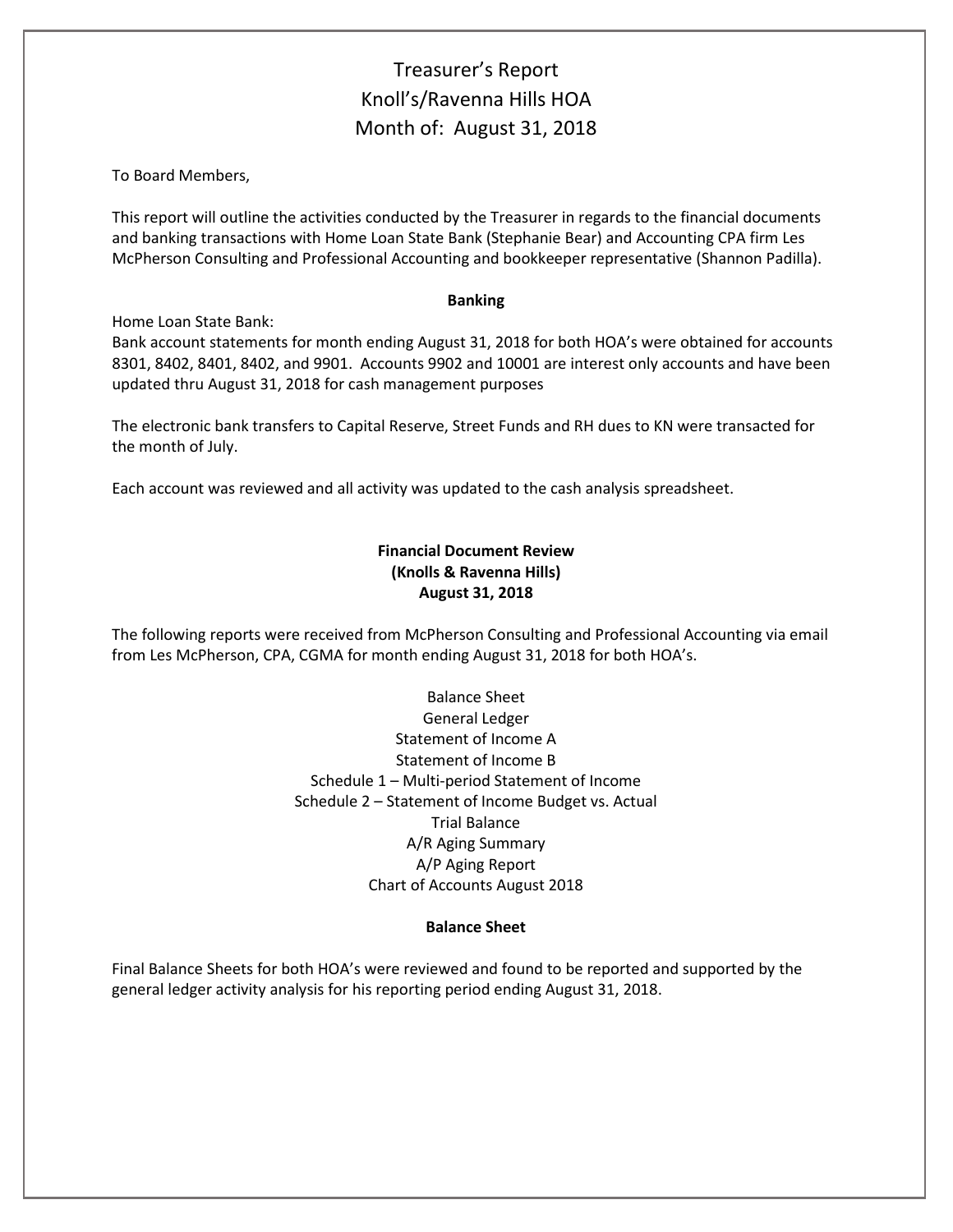# Treasurer's Report
# Knoll's/Ravenna Hills HOA
# Month of: August 31, 2018

To Board Members,

This report will outline the activities conducted by the Treasurer in regards to the financial documents and banking transactions with Home Loan State Bank (Stephanie Bear) and Accounting CPA firm Les McPherson Consulting and Professional Accounting and bookkeeper representative (Shannon Padilla).

**Banking**

Home Loan State Bank:
Bank account statements for month ending August 31, 2018 for both HOA's were obtained for accounts 8301, 8402, 8401, 8402, and 9901. Accounts 9902 and 10001 are interest only accounts and have been updated thru August 31, 2018 for cash management purposes

The electronic bank transfers to Capital Reserve, Street Funds and RH dues to KN were transacted for the month of July.

Each account was reviewed and all activity was updated to the cash analysis spreadsheet.

**Financial Document Review**
**(Knolls & Ravenna Hills)**
**August 31, 2018**

The following reports were received from McPherson Consulting and Professional Accounting via email from Les McPherson, CPA, CGMA for month ending August 31, 2018 for both HOA's.

Balance Sheet
General Ledger
Statement of Income A
Statement of Income B
Schedule 1 – Multi-period Statement of Income
Schedule 2 – Statement of Income Budget vs. Actual
Trial Balance
A/R Aging Summary
A/P Aging Report
Chart of Accounts August 2018

**Balance Sheet**

Final Balance Sheets for both HOA's were reviewed and found to be reported and supported by the general ledger activity analysis for his reporting period ending August 31, 2018.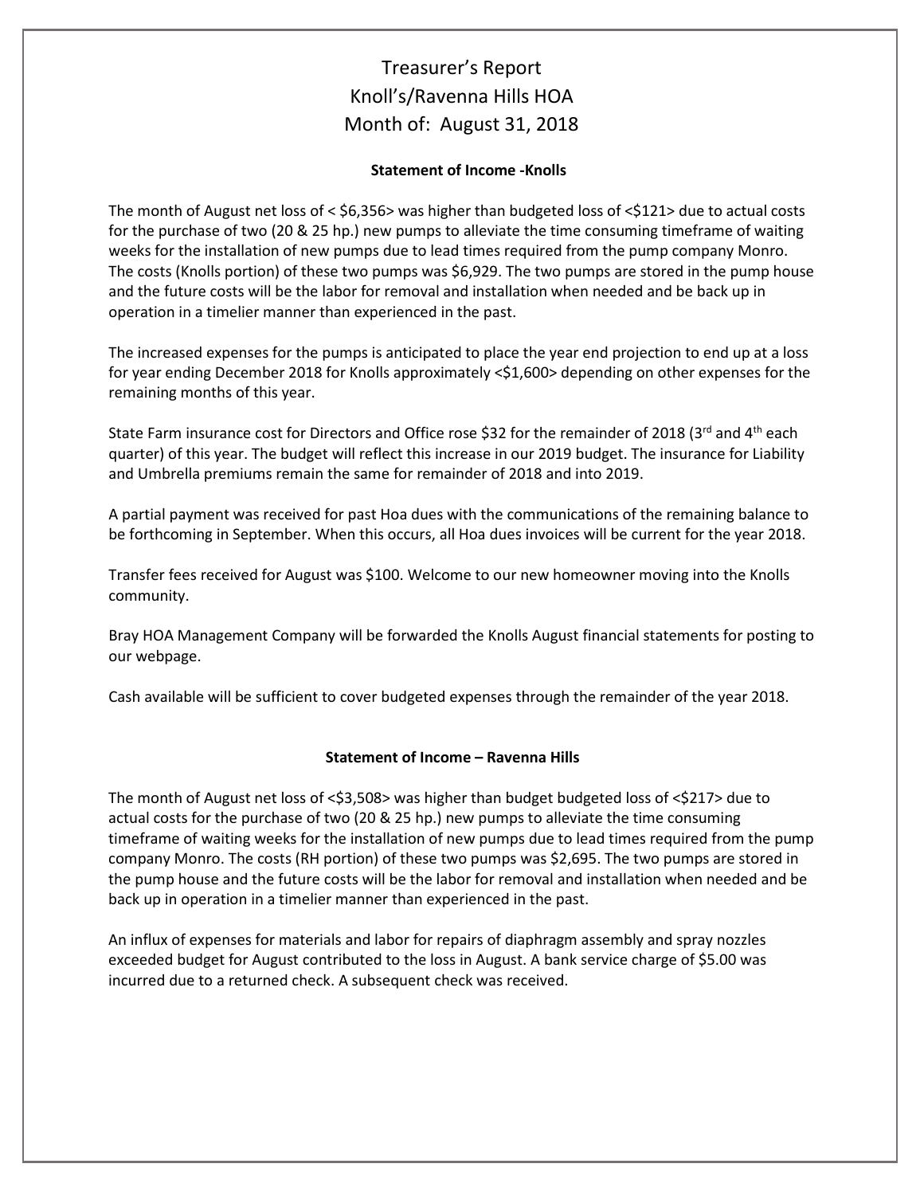# Treasurer's Report
# Knoll's/Ravenna Hills HOA
# Month of: August 31, 2018

**Statement of Income -Knolls**

The month of August net loss of < $6,356> was higher than budgeted loss of <$121> due to actual costs for the purchase of two (20 & 25 hp.) new pumps to alleviate the time consuming timeframe of waiting weeks for the installation of new pumps due to lead times required from the pump company Monro. The costs (Knolls portion) of these two pumps was $6,929. The two pumps are stored in the pump house and the future costs will be the labor for removal and installation when needed and be back up in operation in a timelier manner than experienced in the past.

The increased expenses for the pumps is anticipated to place the year end projection to end up at a loss for year ending December 2018 for Knolls approximately <$1,600> depending on other expenses for the remaining months of this year.

State Farm insurance cost for Directors and Office rose $32 for the remainder of 2018 (3rd and 4th each quarter) of this year. The budget will reflect this increase in our 2019 budget. The insurance for Liability and Umbrella premiums remain the same for remainder of 2018 and into 2019.

A partial payment was received for past Hoa dues with the communications of the remaining balance to be forthcoming in September. When this occurs, all Hoa dues invoices will be current for the year 2018.

Transfer fees received for August was $100. Welcome to our new homeowner moving into the Knolls community.

Bray HOA Management Company will be forwarded the Knolls August financial statements for posting to our webpage.

Cash available will be sufficient to cover budgeted expenses through the remainder of the year 2018.

**Statement of Income – Ravenna Hills**

The month of August net loss of <$3,508> was higher than budget budgeted loss of <$217> due to actual costs for the purchase of two (20 & 25 hp.) new pumps to alleviate the time consuming timeframe of waiting weeks for the installation of new pumps due to lead times required from the pump company Monro. The costs (RH portion) of these two pumps was $2,695. The two pumps are stored in the pump house and the future costs will be the labor for removal and installation when needed and be back up in operation in a timelier manner than experienced in the past.

An influx of expenses for materials and labor for repairs of diaphragm assembly and spray nozzles exceeded budget for August contributed to the loss in August. A bank service charge of $5.00 was incurred due to a returned check. A subsequent check was received.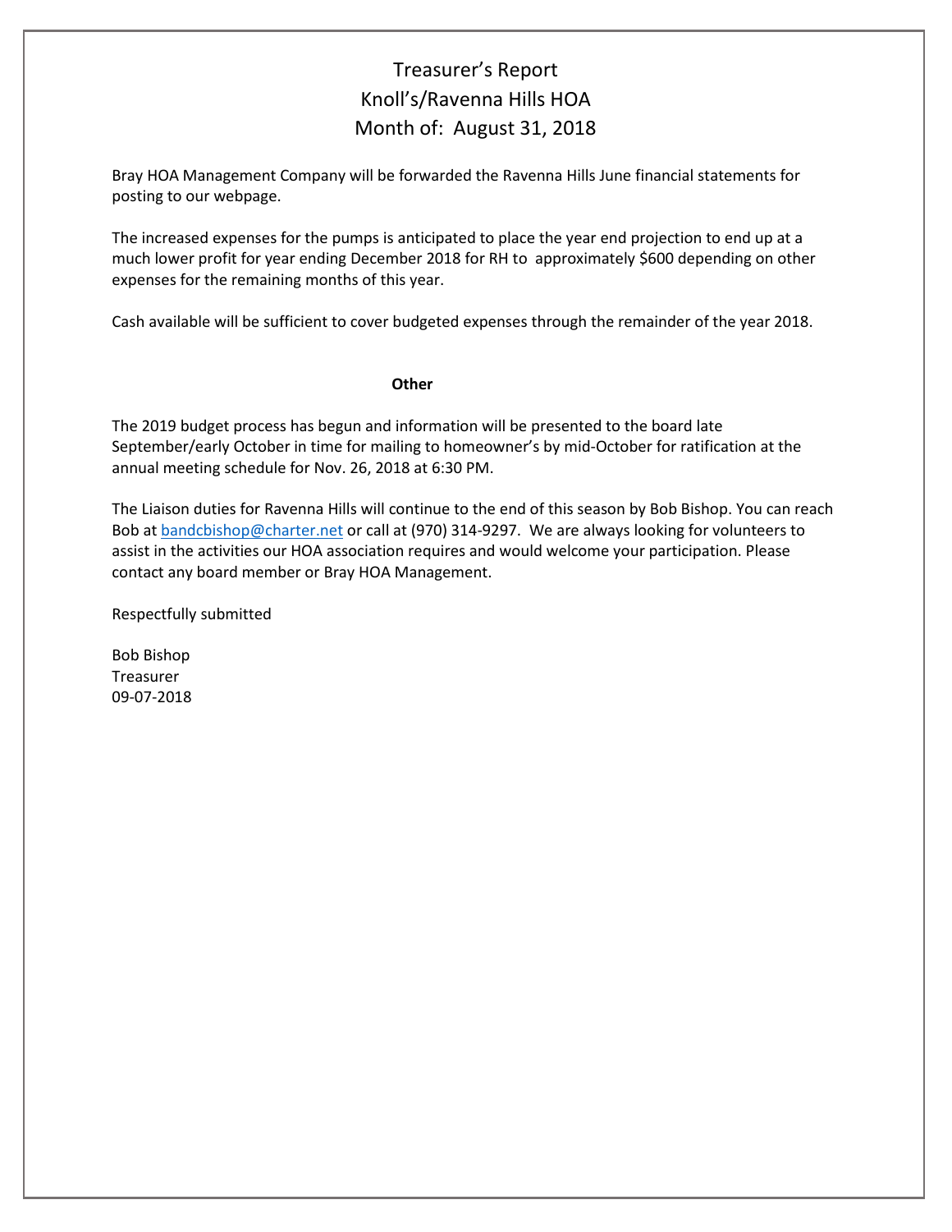# Treasurer's Report
# Knoll's/Ravenna Hills HOA
# Month of: August 31, 2018

Bray HOA Management Company will be forwarded the Ravenna Hills June financial statements for posting to our webpage.

The increased expenses for the pumps is anticipated to place the year end projection to end up at a much lower profit for year ending December 2018 for RH to approximately $600 depending on other expenses for the remaining months of this year.

Cash available will be sufficient to cover budgeted expenses through the remainder of the year 2018.

**Other**

The 2019 budget process has begun and information will be presented to the board late September/early October in time for mailing to homeowner's by mid-October for ratification at the annual meeting schedule for Nov. 26, 2018 at 6:30 PM.

The Liaison duties for Ravenna Hills will continue to the end of this season by Bob Bishop. You can reach Bob at bandcbishop@charter.net or call at (970) 314-9297. We are always looking for volunteers to assist in the activities our HOA association requires and would welcome your participation. Please contact any board member or Bray HOA Management.

Respectfully submitted

Bob Bishop
Treasurer
09-07-2018